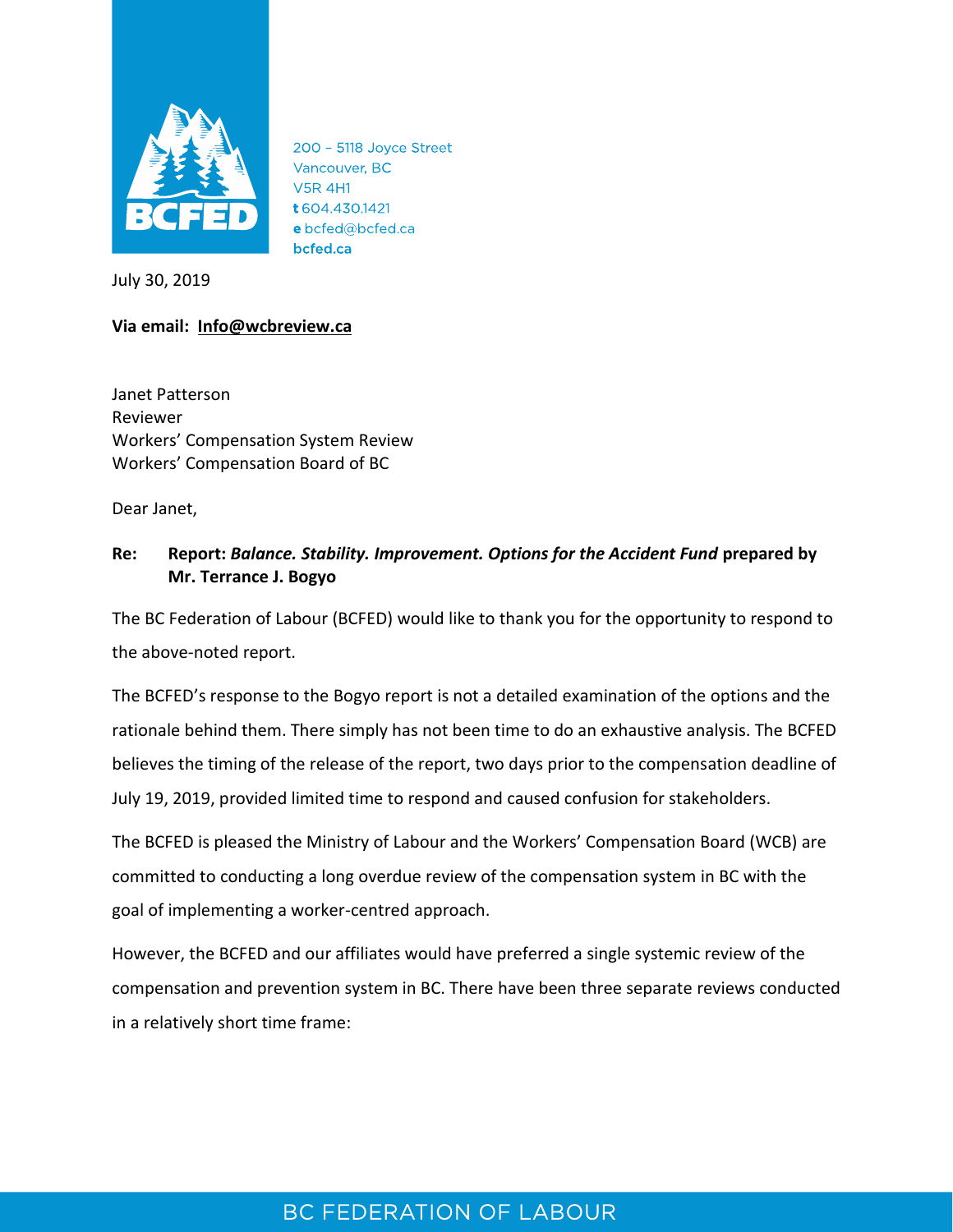200 – 5118 Joyce Street
Vancouver, BC
V5R 4H1
**t** 604.430.1421
**e** bcfed@bcfed.ca
**bcfed.ca**

July 30, 2019

**Via email: Info@wcbreview.ca**

Janet Patterson
Reviewer
Workers' Compensation System Review
Workers' Compensation Board of BC

Dear Janet,

**Re: Report: *Balance. Stability. Improvement. Options for the Accident Fund* prepared by Mr. Terrance J. Bogyo**

The BC Federation of Labour (BCFED) would like to thank you for the opportunity to respond to the above-noted report.

The BCFED's response to the Bogyo report is not a detailed examination of the options and the rationale behind them. There simply has not been time to do an exhaustive analysis. The BCFED believes the timing of the release of the report, two days prior to the compensation deadline of July 19, 2019, provided limited time to respond and caused confusion for stakeholders.

The BCFED is pleased the Ministry of Labour and the Workers' Compensation Board (WCB) are committed to conducting a long overdue review of the compensation system in BC with the goal of implementing a worker-centred approach.

However, the BCFED and our affiliates would have preferred a single systemic review of the compensation and prevention system in BC. There have been three separate reviews conducted in a relatively short time frame: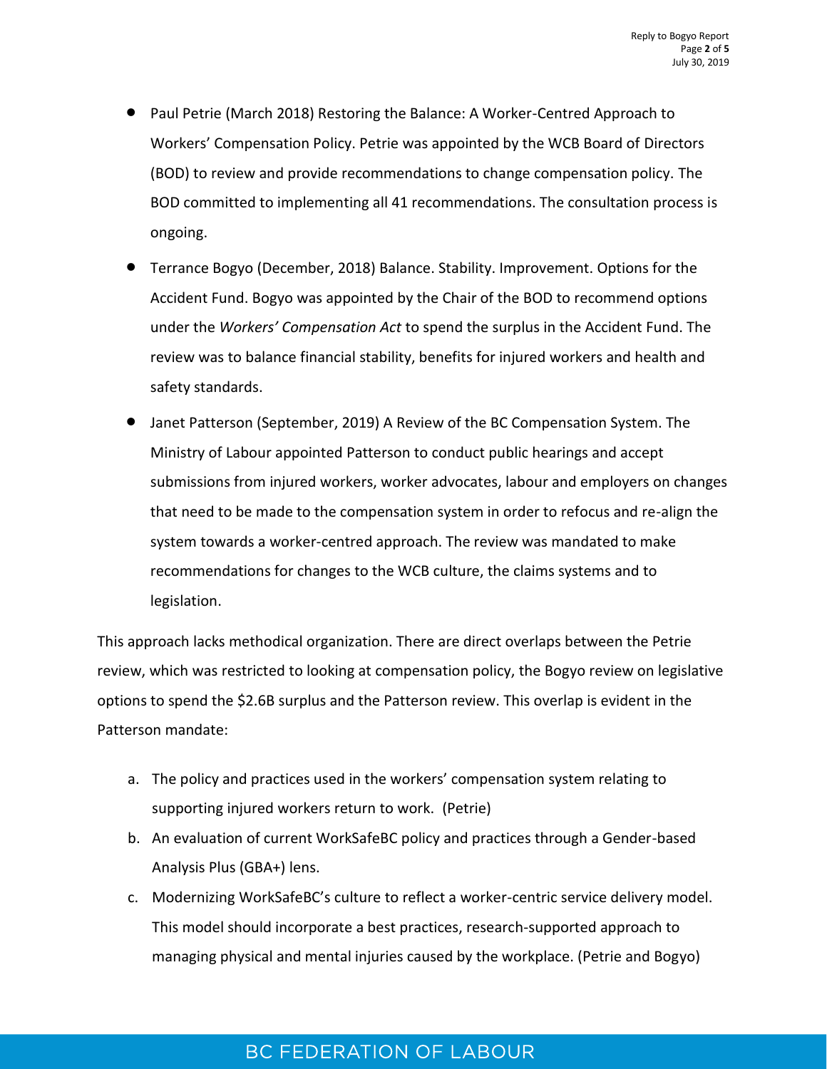- Paul Petrie (March 2018) Restoring the Balance: A Worker-Centred Approach to Workers' Compensation Policy. Petrie was appointed by the WCB Board of Directors (BOD) to review and provide recommendations to change compensation policy. The BOD committed to implementing all 41 recommendations. The consultation process is ongoing.
- Terrance Bogyo (December, 2018) Balance. Stability. Improvement. Options for the Accident Fund. Bogyo was appointed by the Chair of the BOD to recommend options under the *Workers' Compensation Act* to spend the surplus in the Accident Fund. The review was to balance financial stability, benefits for injured workers and health and safety standards.
- Janet Patterson (September, 2019) A Review of the BC Compensation System. The Ministry of Labour appointed Patterson to conduct public hearings and accept submissions from injured workers, worker advocates, labour and employers on changes that need to be made to the compensation system in order to refocus and re-align the system towards a worker-centred approach. The review was mandated to make recommendations for changes to the WCB culture, the claims systems and to legislation.

This approach lacks methodical organization. There are direct overlaps between the Petrie review, which was restricted to looking at compensation policy, the Bogyo review on legislative options to spend the $2.6B surplus and the Patterson review. This overlap is evident in the Patterson mandate:

a. The policy and practices used in the workers' compensation system relating to supporting injured workers return to work. (Petrie)
b. An evaluation of current WorkSafeBC policy and practices through a Gender-based Analysis Plus (GBA+) lens.
c. Modernizing WorkSafeBC's culture to reflect a worker-centric service delivery model. This model should incorporate a best practices, research-supported approach to managing physical and mental injuries caused by the workplace. (Petrie and Bogyo)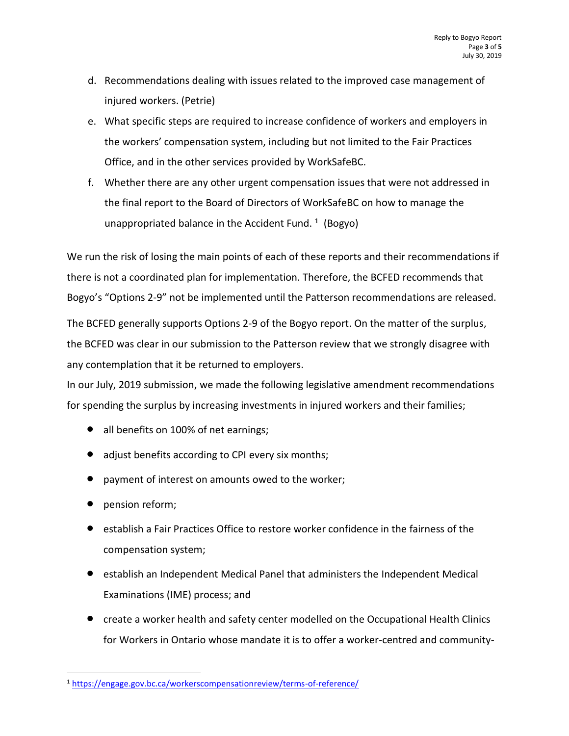d. Recommendations dealing with issues related to the improved case management of injured workers. (Petrie)
e. What specific steps are required to increase confidence of workers and employers in the workers' compensation system, including but not limited to the Fair Practices Office, and in the other services provided by WorkSafeBC.
f. Whether there are any other urgent compensation issues that were not addressed in the final report to the Board of Directors of WorkSafeBC on how to manage the unappropriated balance in the Accident Fund. [1] (Bogyo)

We run the risk of losing the main points of each of these reports and their recommendations if there is not a coordinated plan for implementation. Therefore, the BCFED recommends that Bogyo's "Options 2-9" not be implemented until the Patterson recommendations are released.

The BCFED generally supports Options 2-9 of the Bogyo report. On the matter of the surplus, the BCFED was clear in our submission to the Patterson review that we strongly disagree with any contemplation that it be returned to employers.

In our July, 2019 submission, we made the following legislative amendment recommendations for spending the surplus by increasing investments in injured workers and their families;

- all benefits on 100% of net earnings;
- adjust benefits according to CPI every six months;
- payment of interest on amounts owed to the worker;
- pension reform;
- establish a Fair Practices Office to restore worker confidence in the fairness of the compensation system;
- establish an Independent Medical Panel that administers the Independent Medical Examinations (IME) process; and
- create a worker health and safety center modelled on the Occupational Health Clinics for Workers in Ontario whose mandate it is to offer a worker-centred and community-

[1] https://engage.gov.bc.ca/workerscompensationreview/terms-of-reference/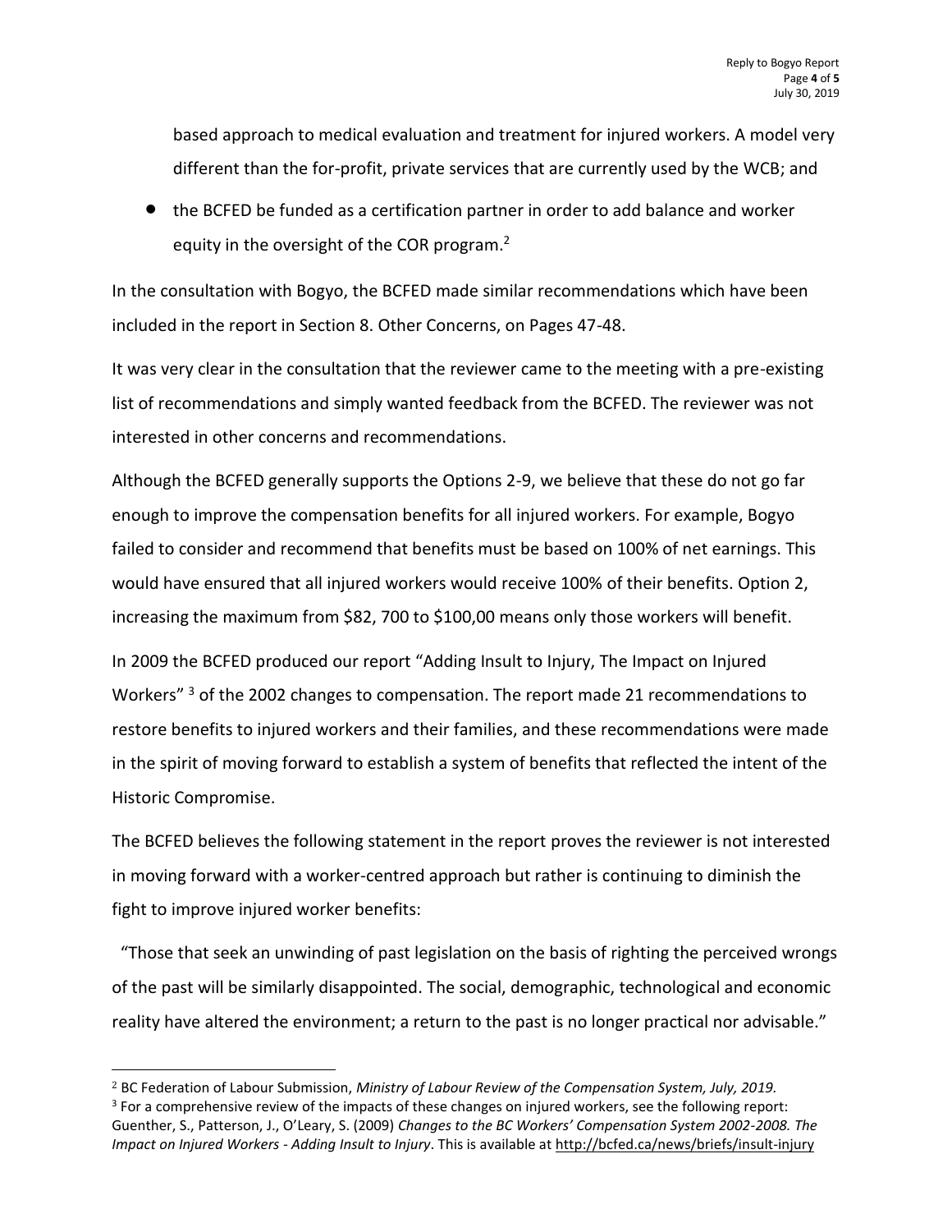based approach to medical evaluation and treatment for injured workers. A model very different than the for-profit, private services that are currently used by the WCB; and

- the BCFED be funded as a certification partner in order to add balance and worker equity in the oversight of the COR program.[2]

In the consultation with Bogyo, the BCFED made similar recommendations which have been included in the report in Section 8. Other Concerns, on Pages 47-48.

It was very clear in the consultation that the reviewer came to the meeting with a pre-existing list of recommendations and simply wanted feedback from the BCFED. The reviewer was not interested in other concerns and recommendations.

Although the BCFED generally supports the Options 2-9, we believe that these do not go far enough to improve the compensation benefits for all injured workers. For example, Bogyo failed to consider and recommend that benefits must be based on 100% of net earnings. This would have ensured that all injured workers would receive 100% of their benefits. Option 2, increasing the maximum from $82, 700 to $100,00 means only those workers will benefit.

In 2009 the BCFED produced our report "Adding Insult to Injury, The Impact on Injured Workers" [3] of the 2002 changes to compensation. The report made 21 recommendations to restore benefits to injured workers and their families, and these recommendations were made in the spirit of moving forward to establish a system of benefits that reflected the intent of the Historic Compromise.

The BCFED believes the following statement in the report proves the reviewer is not interested in moving forward with a worker-centred approach but rather is continuing to diminish the fight to improve injured worker benefits:

"Those that seek an unwinding of past legislation on the basis of righting the perceived wrongs of the past will be similarly disappointed. The social, demographic, technological and economic reality have altered the environment; a return to the past is no longer practical nor advisable."

---

[2] BC Federation of Labour Submission, *Ministry of Labour Review of the Compensation System, July, 2019.*

[3] For a comprehensive review of the impacts of these changes on injured workers, see the following report: Guenther, S., Patterson, J., O'Leary, S. (2009) *Changes to the BC Workers' Compensation System 2002-2008. The Impact on Injured Workers - Adding Insult to Injury*. This is available at http://bcfed.ca/news/briefs/insult-injury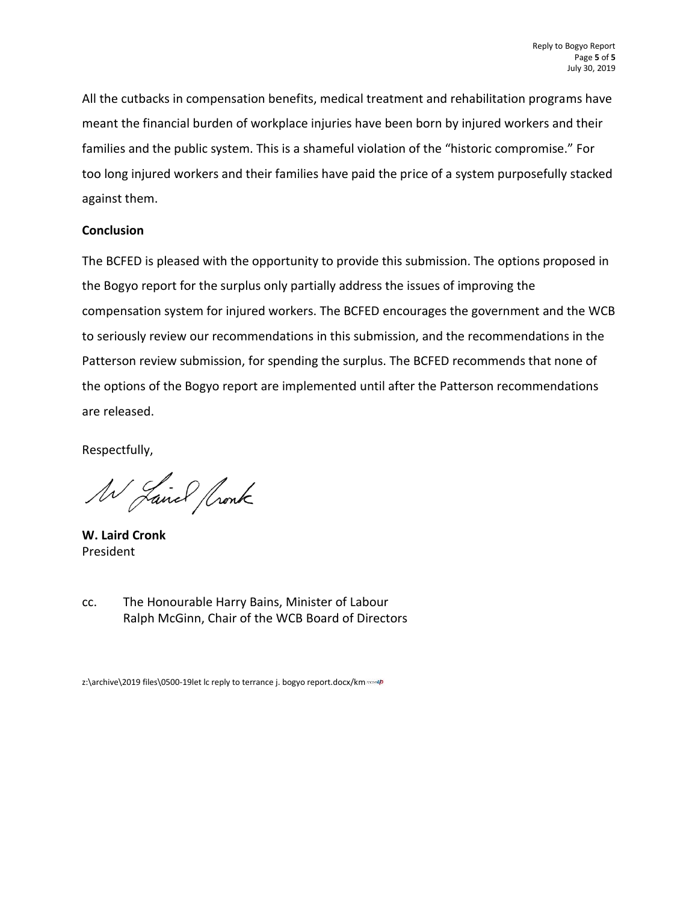All the cutbacks in compensation benefits, medical treatment and rehabilitation programs have meant the financial burden of workplace injuries have been born by injured workers and their families and the public system. This is a shameful violation of the "historic compromise." For too long injured workers and their families have paid the price of a system purposefully stacked against them.

**Conclusion**

The BCFED is pleased with the opportunity to provide this submission. The options proposed in the Bogyo report for the surplus only partially address the issues of improving the compensation system for injured workers. The BCFED encourages the government and the WCB to seriously review our recommendations in this submission, and the recommendations in the Patterson review submission, for spending the surplus. The BCFED recommends that none of the options of the Bogyo report are implemented until after the Patterson recommendations are released.

Respectfully,

**W. Laird Cronk**
President

cc. The Honourable Harry Bains, Minister of Labour
Ralph McGinn, Chair of the WCB Board of Directors

z:\archive\2019 files\0500-19let lc reply to terrance j. bogyo report.docx/km